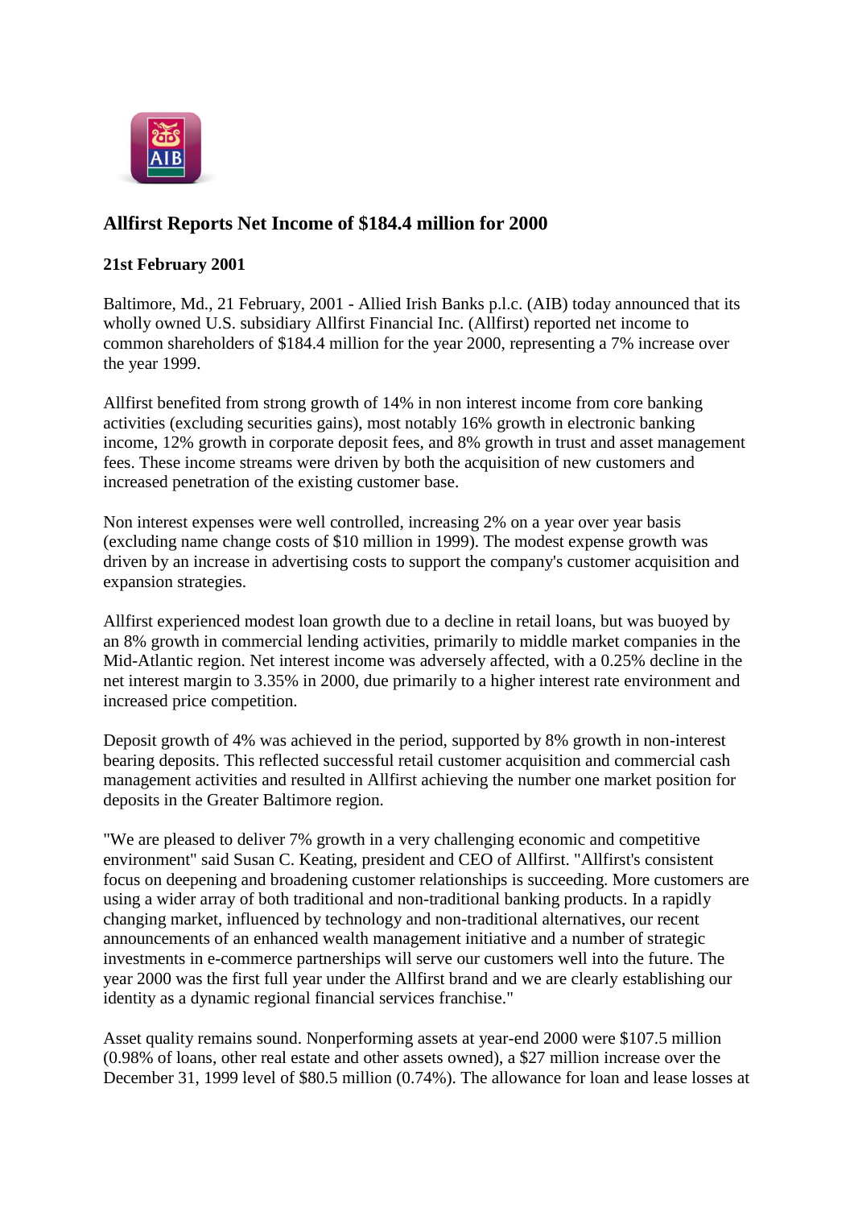## Allfirst Reports Net Income of $184.4 million for 2000

**21st February 2001**

Baltimore, Md., 21 February, 2001 - Allied Irish Banks p.l.c. (AIB) today announced that its wholly owned U.S. subsidiary Allfirst Financial Inc. (Allfirst) reported net income to common shareholders of $184.4 million for the year 2000, representing a 7% increase over the year 1999.

Allfirst benefited from strong growth of 14% in non interest income from core banking activities (excluding securities gains), most notably 16% growth in electronic banking income, 12% growth in corporate deposit fees, and 8% growth in trust and asset management fees. These income streams were driven by both the acquisition of new customers and increased penetration of the existing customer base.

Non interest expenses were well controlled, increasing 2% on a year over year basis (excluding name change costs of $10 million in 1999). The modest expense growth was driven by an increase in advertising costs to support the company's customer acquisition and expansion strategies.

Allfirst experienced modest loan growth due to a decline in retail loans, but was buoyed by an 8% growth in commercial lending activities, primarily to middle market companies in the Mid-Atlantic region. Net interest income was adversely affected, with a 0.25% decline in the net interest margin to 3.35% in 2000, due primarily to a higher interest rate environment and increased price competition.

Deposit growth of 4% was achieved in the period, supported by 8% growth in non-interest bearing deposits. This reflected successful retail customer acquisition and commercial cash management activities and resulted in Allfirst achieving the number one market position for deposits in the Greater Baltimore region.

"We are pleased to deliver 7% growth in a very challenging economic and competitive environment" said Susan C. Keating, president and CEO of Allfirst. "Allfirst's consistent focus on deepening and broadening customer relationships is succeeding. More customers are using a wider array of both traditional and non-traditional banking products. In a rapidly changing market, influenced by technology and non-traditional alternatives, our recent announcements of an enhanced wealth management initiative and a number of strategic investments in e-commerce partnerships will serve our customers well into the future. The year 2000 was the first full year under the Allfirst brand and we are clearly establishing our identity as a dynamic regional financial services franchise."

Asset quality remains sound. Nonperforming assets at year-end 2000 were $107.5 million (0.98% of loans, other real estate and other assets owned), a $27 million increase over the December 31, 1999 level of $80.5 million (0.74%). The allowance for loan and lease losses at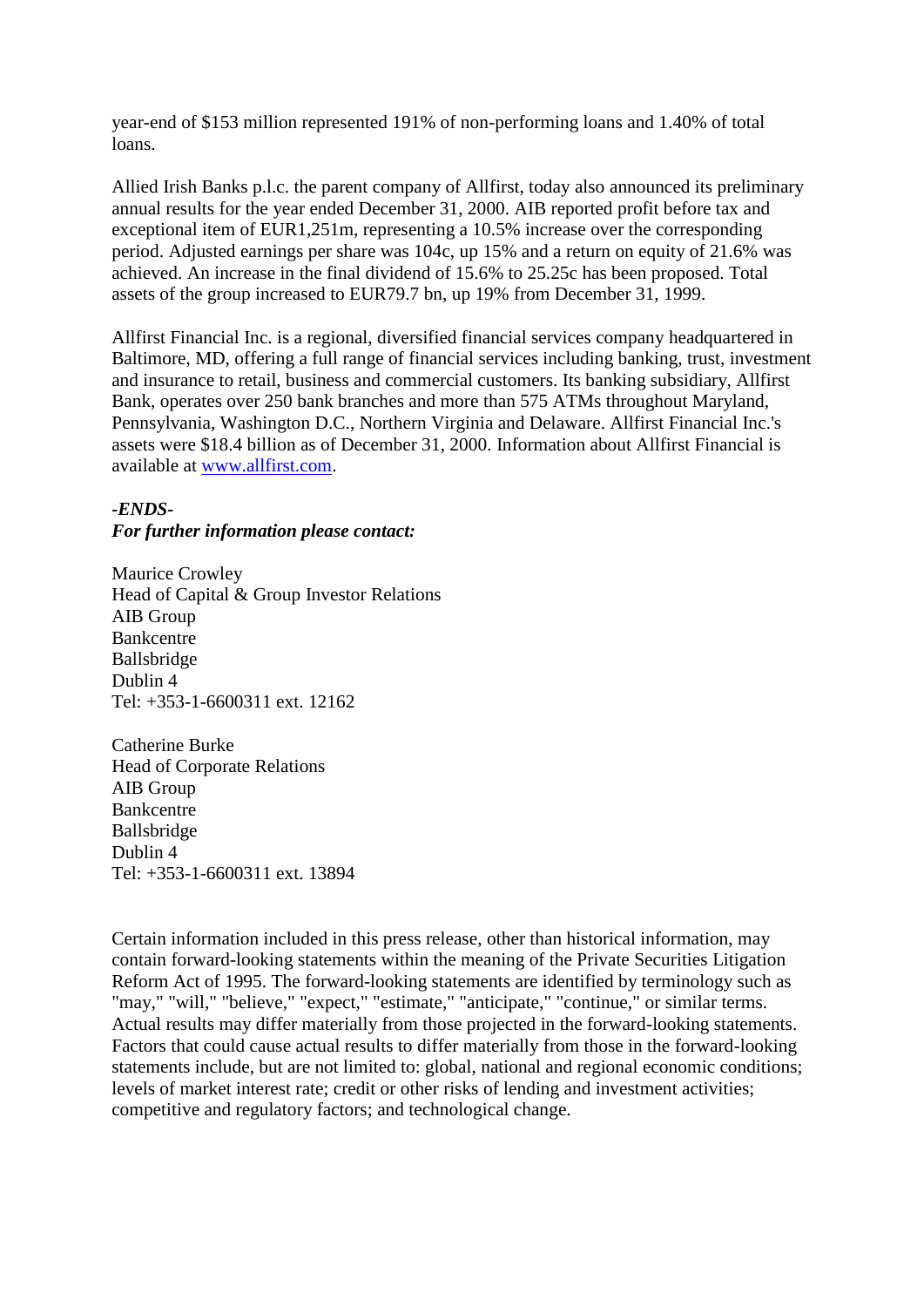year-end of $153 million represented 191% of non-performing loans and 1.40% of total loans.

Allied Irish Banks p.l.c. the parent company of Allfirst, today also announced its preliminary annual results for the year ended December 31, 2000. AIB reported profit before tax and exceptional item of EUR1,251m, representing a 10.5% increase over the corresponding period. Adjusted earnings per share was 104c, up 15% and a return on equity of 21.6% was achieved. An increase in the final dividend of 15.6% to 25.25c has been proposed. Total assets of the group increased to EUR79.7 bn, up 19% from December 31, 1999.

Allfirst Financial Inc. is a regional, diversified financial services company headquartered in Baltimore, MD, offering a full range of financial services including banking, trust, investment and insurance to retail, business and commercial customers. Its banking subsidiary, Allfirst Bank, operates over 250 bank branches and more than 575 ATMs throughout Maryland, Pennsylvania, Washington D.C., Northern Virginia and Delaware. Allfirst Financial Inc.'s assets were $18.4 billion as of December 31, 2000. Information about Allfirst Financial is available at [www.allfirst.com](http://www.allfirst.com).

***-ENDS-***
***For further information please contact:***

Maurice Crowley
Head of Capital & Group Investor Relations
AIB Group
Bankcentre
Ballsbridge
Dublin 4
Tel: +353-1-6600311 ext. 12162

Catherine Burke
Head of Corporate Relations
AIB Group
Bankcentre
Ballsbridge
Dublin 4
Tel: +353-1-6600311 ext. 13894

Certain information included in this press release, other than historical information, may contain forward-looking statements within the meaning of the Private Securities Litigation Reform Act of 1995. The forward-looking statements are identified by terminology such as "may," "will," "believe," "expect," "estimate," "anticipate," "continue," or similar terms. Actual results may differ materially from those projected in the forward-looking statements. Factors that could cause actual results to differ materially from those in the forward-looking statements include, but are not limited to: global, national and regional economic conditions; levels of market interest rate; credit or other risks of lending and investment activities; competitive and regulatory factors; and technological change.